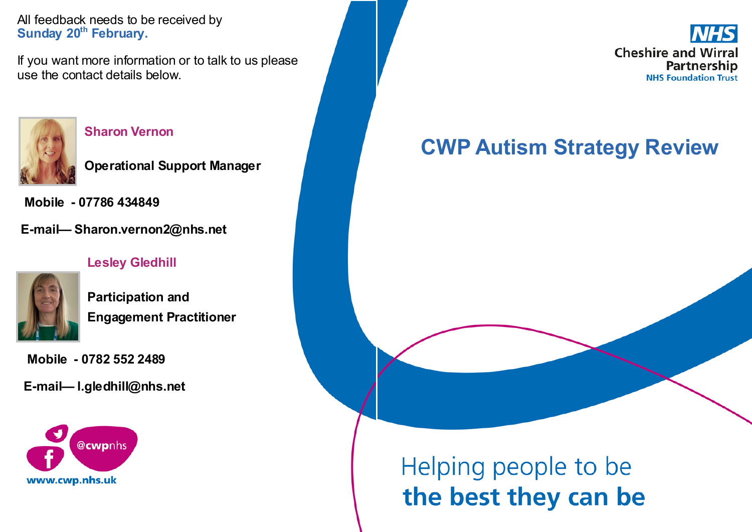All feedback needs to be received by **Sunday 20th February.**

If you want more information or to talk to us please use the contact details below.

**Sharon Vernon**

**Operational Support Manager**

**Mobile - 07786 434849**

**E-mail— Sharon.vernon2@nhs.net**

**Lesley Gledhill**

**Participation and Engagement Practitioner**

**Mobile - 0782 552 2489**

**E-mail— l.gledhill@nhs.net**

@cwpnhs

www.cwp.nhs.uk

NHS
Cheshire and Wirral Partnership
NHS Foundation Trust

# CWP Autism Strategy Review

Helping people to be
**the best they can be**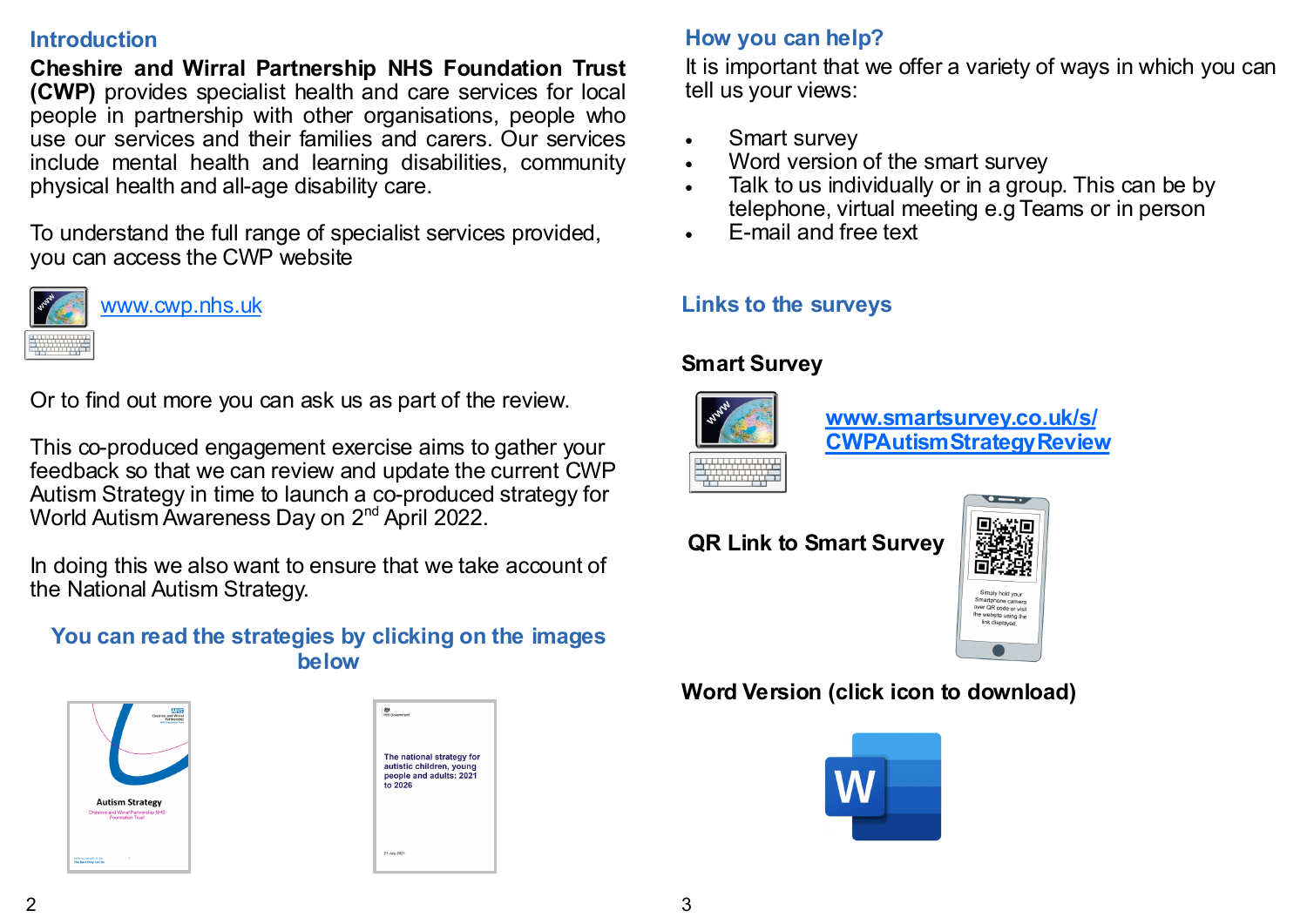## Introduction

**Cheshire and Wirral Partnership NHS Foundation Trust (CWP)** provides specialist health and care services for local people in partnership with other organisations, people who use our services and their families and carers. Our services include mental health and learning disabilities, community physical health and all-age disability care.

To understand the full range of specialist services provided, you can access the CWP website

www.cwp.nhs.uk

Or to find out more you can ask us as part of the review.

This co-produced engagement exercise aims to gather your feedback so that we can review and update the current CWP Autism Strategy in time to launch a co-produced strategy for World Autism Awareness Day on 2nd April 2022.

In doing this we also want to ensure that we take account of the National Autism Strategy.

### You can read the strategies by clicking on the images below

Autism Strategy
Cheshire and Wirral Partnership NHS Foundation Trust

The national strategy for autistic children, young people and adults: 2021 to 2026

## How you can help?

It is important that we offer a variety of ways in which you can tell us your views:

- Smart survey
- Word version of the smart survey
- Talk to us individually or in a group. This can be by telephone, virtual meeting e.g Teams or in person
- E-mail and free text

## Links to the surveys

**Smart Survey**

**www.smartsurvey.co.uk/s/CWPAutismStrategyReview**

**QR Link to Smart Survey**

Simply hold your Smartphone camera over QR code or visit the website using the link displayed.

**Word Version (click icon to download)**